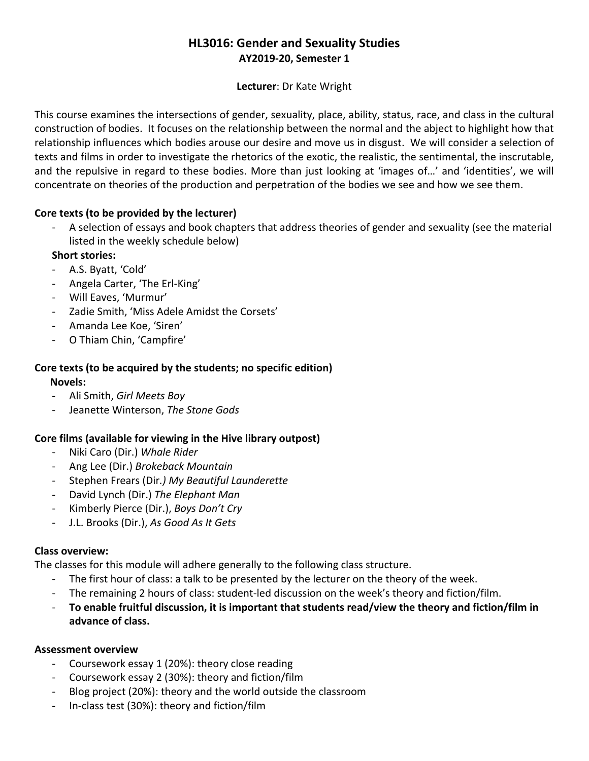# HL3016: Gender and Sexuality Studies

## AY2019-20, Semester 1

**Lecturer**: Dr Kate Wright

This course examines the intersections of gender, sexuality, place, ability, status, race, and class in the cultural construction of bodies. It focuses on the relationship between the normal and the abject to highlight how that relationship influences which bodies arouse our desire and move us in disgust. We will consider a selection of texts and films in order to investigate the rhetorics of the exotic, the realistic, the sentimental, the inscrutable, and the repulsive in regard to these bodies. More than just looking at 'images of…' and 'identities', we will concentrate on theories of the production and perpetration of the bodies we see and how we see them.

### Core texts (to be provided by the lecturer)

- A selection of essays and book chapters that address theories of gender and sexuality (see the material listed in the weekly schedule below)

**Short stories:**

- A.S. Byatt, 'Cold'
- Angela Carter, 'The Erl-King'
- Will Eaves, 'Murmur'
- Zadie Smith, 'Miss Adele Amidst the Corsets'
- Amanda Lee Koe, 'Siren'
- O Thiam Chin, 'Campfire'

### Core texts (to be acquired by the students; no specific edition)

**Novels:**

- Ali Smith, *Girl Meets Boy*
- Jeanette Winterson, *The Stone Gods*

### Core films (available for viewing in the Hive library outpost)

- Niki Caro (Dir.) *Whale Rider*
- Ang Lee (Dir.) *Brokeback Mountain*
- Stephen Frears (Dir.) *My Beautiful Launderette*
- David Lynch (Dir.) *The Elephant Man*
- Kimberly Pierce (Dir.), *Boys Don't Cry*
- J.L. Brooks (Dir.), *As Good As It Gets*

### Class overview:

The classes for this module will adhere generally to the following class structure.

- The first hour of class: a talk to be presented by the lecturer on the theory of the week.
- The remaining 2 hours of class: student-led discussion on the week's theory and fiction/film.
- **To enable fruitful discussion, it is important that students read/view the theory and fiction/film in advance of class.**

### Assessment overview

- Coursework essay 1 (20%): theory close reading
- Coursework essay 2 (30%): theory and fiction/film
- Blog project (20%): theory and the world outside the classroom
- In-class test (30%): theory and fiction/film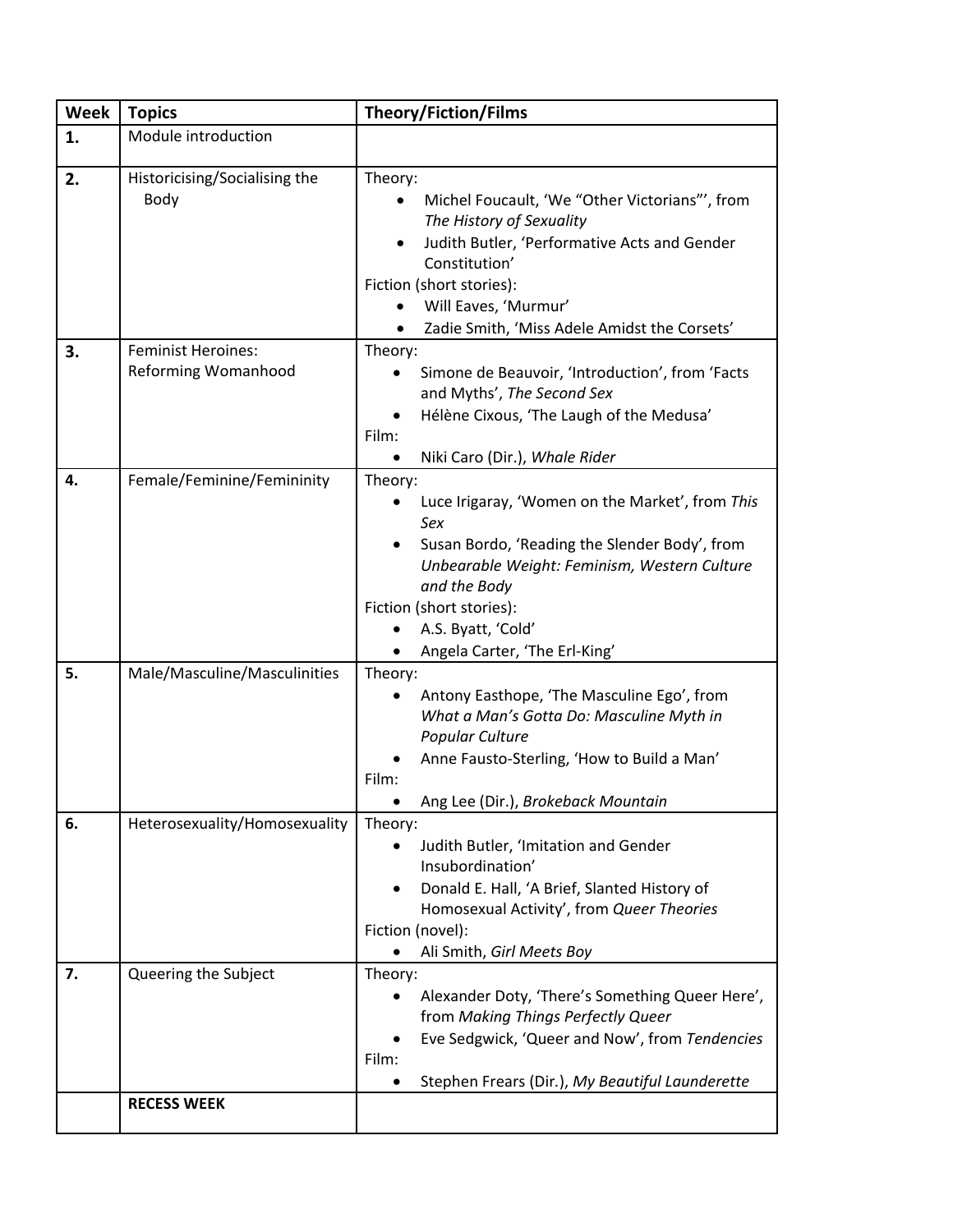| Week | Topics | Theory/Fiction/Films |
|---|---|---|
| **1.** | Module introduction | |
| **2.** | Historicising/Socialising the Body | Theory:<br>• Michel Foucault, 'We "Other Victorians"', from *The History of Sexuality*<br>• Judith Butler, 'Performative Acts and Gender Constitution'<br>Fiction (short stories):<br>• Will Eaves, 'Murmur'<br>• Zadie Smith, 'Miss Adele Amidst the Corsets' |
| **3.** | Feminist Heroines: Reforming Womanhood | Theory:<br>• Simone de Beauvoir, 'Introduction', from 'Facts and Myths', *The Second Sex*<br>• Hélène Cixous, 'The Laugh of the Medusa'<br>Film:<br>• Niki Caro (Dir.), *Whale Rider* |
| **4.** | Female/Feminine/Femininity | Theory:<br>• Luce Irigaray, 'Women on the Market', from *This Sex*<br>• Susan Bordo, 'Reading the Slender Body', from *Unbearable Weight: Feminism, Western Culture and the Body*<br>Fiction (short stories):<br>• A.S. Byatt, 'Cold'<br>• Angela Carter, 'The Erl-King' |
| **5.** | Male/Masculine/Masculinities | Theory:<br>• Antony Easthope, 'The Masculine Ego', from *What a Man's Gotta Do: Masculine Myth in Popular Culture*<br>• Anne Fausto-Sterling, 'How to Build a Man'<br>Film:<br>• Ang Lee (Dir.), *Brokeback Mountain* |
| **6.** | Heterosexuality/Homosexuality | Theory:<br>• Judith Butler, 'Imitation and Gender Insubordination'<br>• Donald E. Hall, 'A Brief, Slanted History of Homosexual Activity', from *Queer Theories*<br>Fiction (novel):<br>• Ali Smith, *Girl Meets Boy* |
| **7.** | Queering the Subject | Theory:<br>• Alexander Doty, 'There's Something Queer Here', from *Making Things Perfectly Queer*<br>• Eve Sedgwick, 'Queer and Now', from *Tendencies*<br>Film:<br>• Stephen Frears (Dir.), *My Beautiful Launderette* |
| | **RECESS WEEK** | |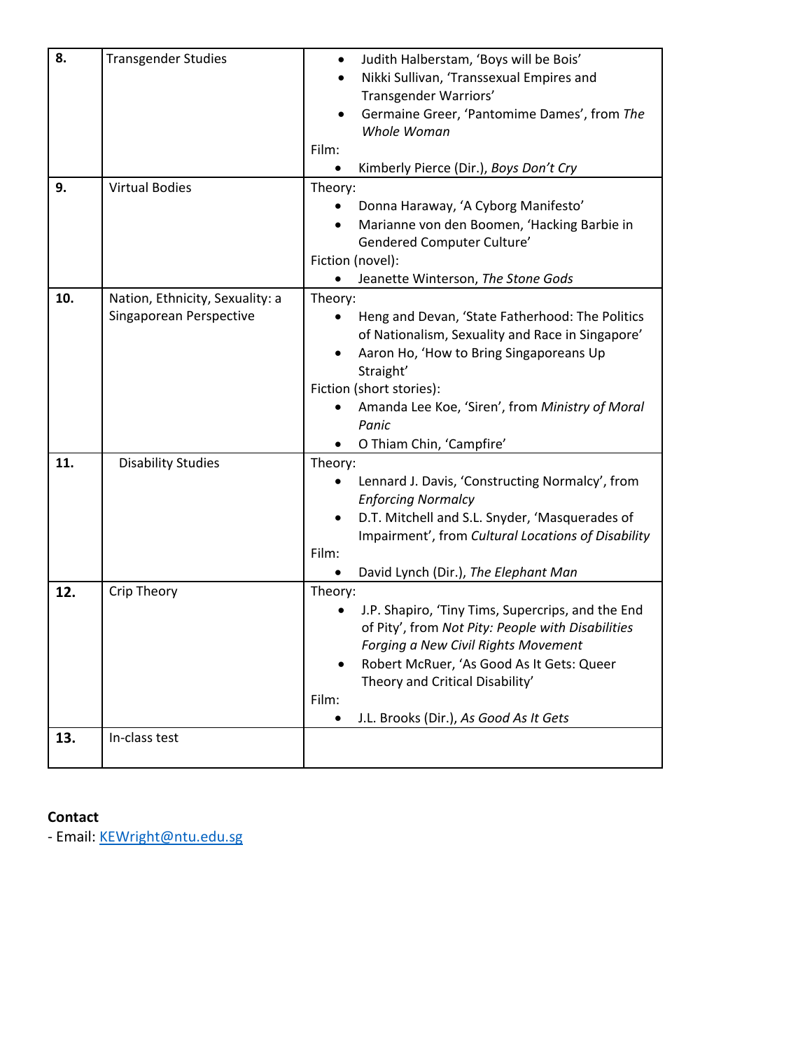| | | |
|---|---|---|
| **8.** | Transgender Studies | • Judith Halberstam, 'Boys will be Bois'<br>• Nikki Sullivan, 'Transsexual Empires and Transgender Warriors'<br>• Germaine Greer, 'Pantomime Dames', from *The Whole Woman*<br>Film:<br>• Kimberly Pierce (Dir.), *Boys Don't Cry* |
| **9.** | Virtual Bodies | Theory:<br>• Donna Haraway, 'A Cyborg Manifesto'<br>• Marianne von den Boomen, 'Hacking Barbie in Gendered Computer Culture'<br>Fiction (novel):<br>• Jeanette Winterson, *The Stone Gods* |
| **10.** | Nation, Ethnicity, Sexuality: a Singaporean Perspective | Theory:<br>• Heng and Devan, 'State Fatherhood: The Politics of Nationalism, Sexuality and Race in Singapore'<br>• Aaron Ho, 'How to Bring Singaporeans Up Straight'<br>Fiction (short stories):<br>• Amanda Lee Koe, 'Siren', from *Ministry of Moral Panic*<br>• O Thiam Chin, 'Campfire' |
| **11.** | Disability Studies | Theory:<br>• Lennard J. Davis, 'Constructing Normalcy', from *Enforcing Normalcy*<br>• D.T. Mitchell and S.L. Snyder, 'Masquerades of Impairment', from *Cultural Locations of Disability*<br>Film:<br>• David Lynch (Dir.), *The Elephant Man* |
| **12.** | Crip Theory | Theory:<br>• J.P. Shapiro, 'Tiny Tims, Supercrips, and the End of Pity', from *Not Pity: People with Disabilities Forging a New Civil Rights Movement*<br>• Robert McRuer, 'As Good As It Gets: Queer Theory and Critical Disability'<br>Film:<br>• J.L. Brooks (Dir.), *As Good As It Gets* |
| **13.** | In-class test | |

**Contact**

- Email: KEWright@ntu.edu.sg